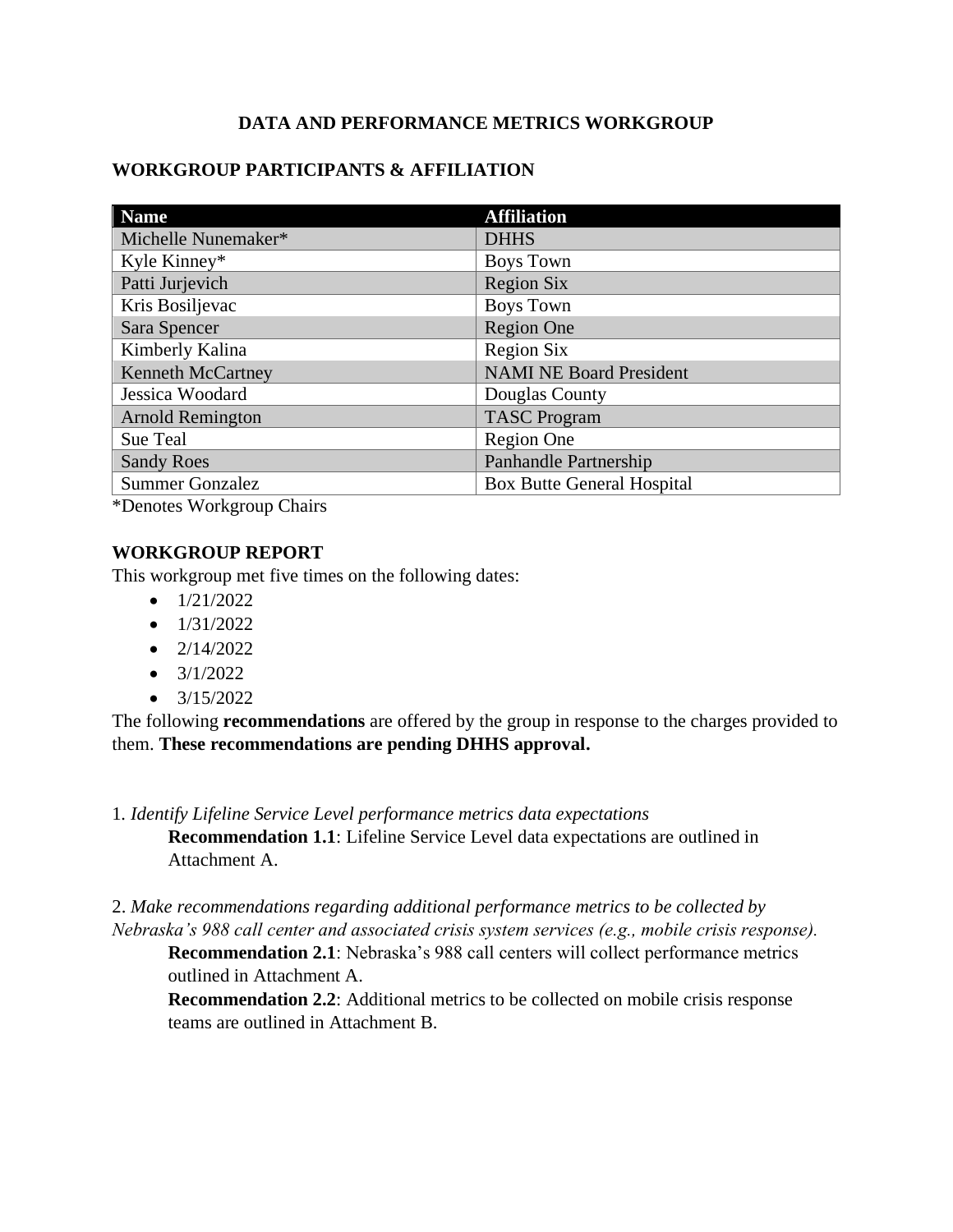# DATA AND PERFORMANCE METRICS WORKGROUP

## WORKGROUP PARTICIPANTS & AFFILIATION

| Name | Affiliation |
|---|---|
| Michelle Nunemaker* | DHHS |
| Kyle Kinney* | Boys Town |
| Patti Jurjevich | Region Six |
| Kris Bosiljevac | Boys Town |
| Sara Spencer | Region One |
| Kimberly Kalina | Region Six |
| Kenneth McCartney | NAMI NE Board President |
| Jessica Woodard | Douglas County |
| Arnold Remington | TASC Program |
| Sue Teal | Region One |
| Sandy Roes | Panhandle Partnership |
| Summer Gonzalez | Box Butte General Hospital |

*Denotes Workgroup Chairs

## WORKGROUP REPORT

This workgroup met five times on the following dates:

- 1/21/2022
- 1/31/2022
- 2/14/2022
- 3/1/2022
- 3/15/2022

The following **recommendations** are offered by the group in response to the charges provided to them. **These recommendations are pending DHHS approval.**

1. *Identify Lifeline Service Level performance metrics data expectations*

   **Recommendation 1.1**: Lifeline Service Level data expectations are outlined in Attachment A.

2. *Make recommendations regarding additional performance metrics to be collected by Nebraska's 988 call center and associated crisis system services (e.g., mobile crisis response).*

   **Recommendation 2.1**: Nebraska's 988 call centers will collect performance metrics outlined in Attachment A.

   **Recommendation 2.2**: Additional metrics to be collected on mobile crisis response teams are outlined in Attachment B.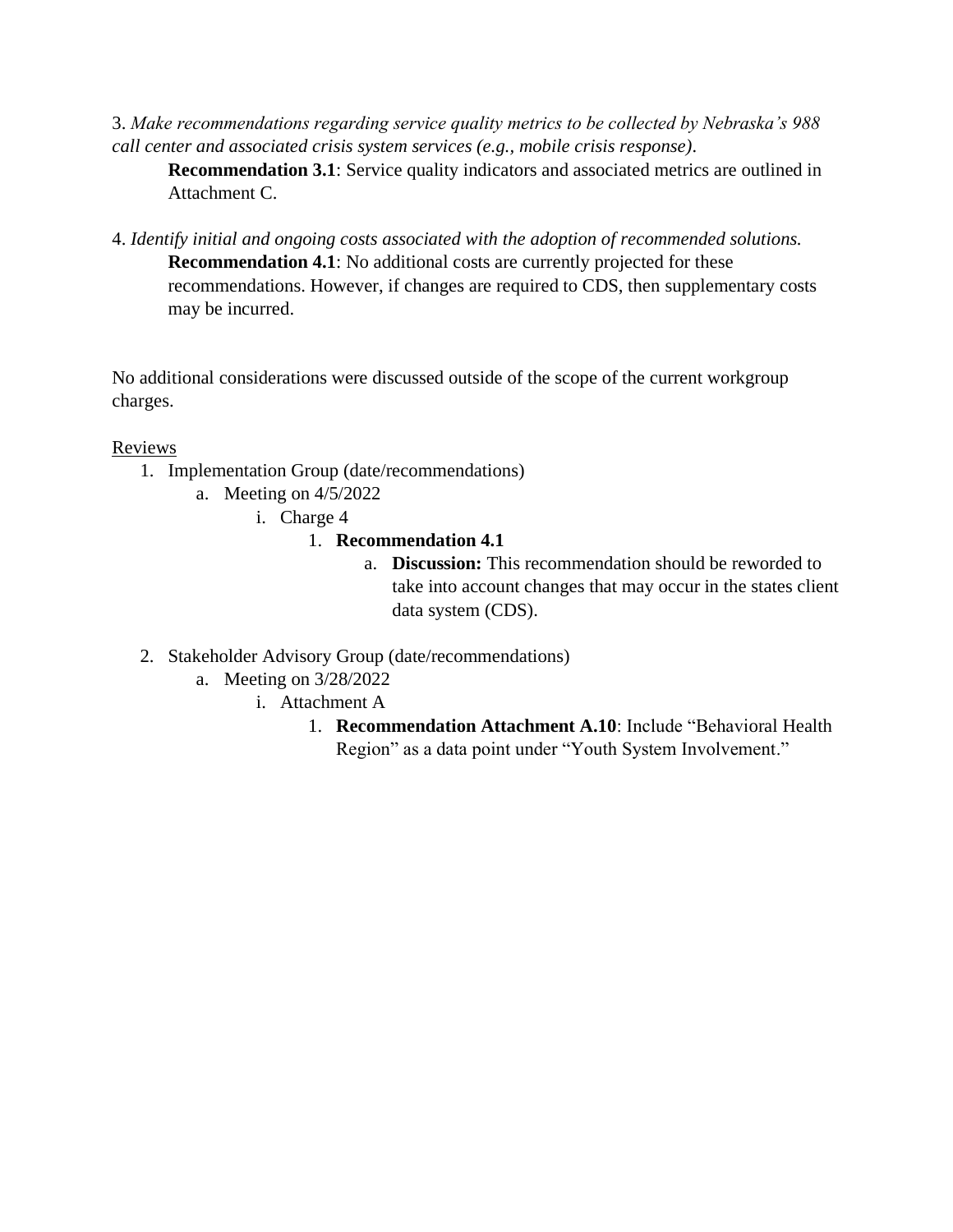3. *Make recommendations regarding service quality metrics to be collected by Nebraska's 988 call center and associated crisis system services (e.g., mobile crisis response).*

   **Recommendation 3.1**: Service quality indicators and associated metrics are outlined in Attachment C.

4. *Identify initial and ongoing costs associated with the adoption of recommended solutions.*

   **Recommendation 4.1**: No additional costs are currently projected for these recommendations. However, if changes are required to CDS, then supplementary costs may be incurred.

No additional considerations were discussed outside of the scope of the current workgroup charges.

<u>Reviews</u>

1. Implementation Group (date/recommendations)
   a. Meeting on 4/5/2022
      i. Charge 4
         1. **Recommendation 4.1**
            a. **Discussion:** This recommendation should be reworded to take into account changes that may occur in the states client data system (CDS).

2. Stakeholder Advisory Group (date/recommendations)
   a. Meeting on 3/28/2022
      i. Attachment A
         1. **Recommendation Attachment A.10**: Include "Behavioral Health Region" as a data point under "Youth System Involvement."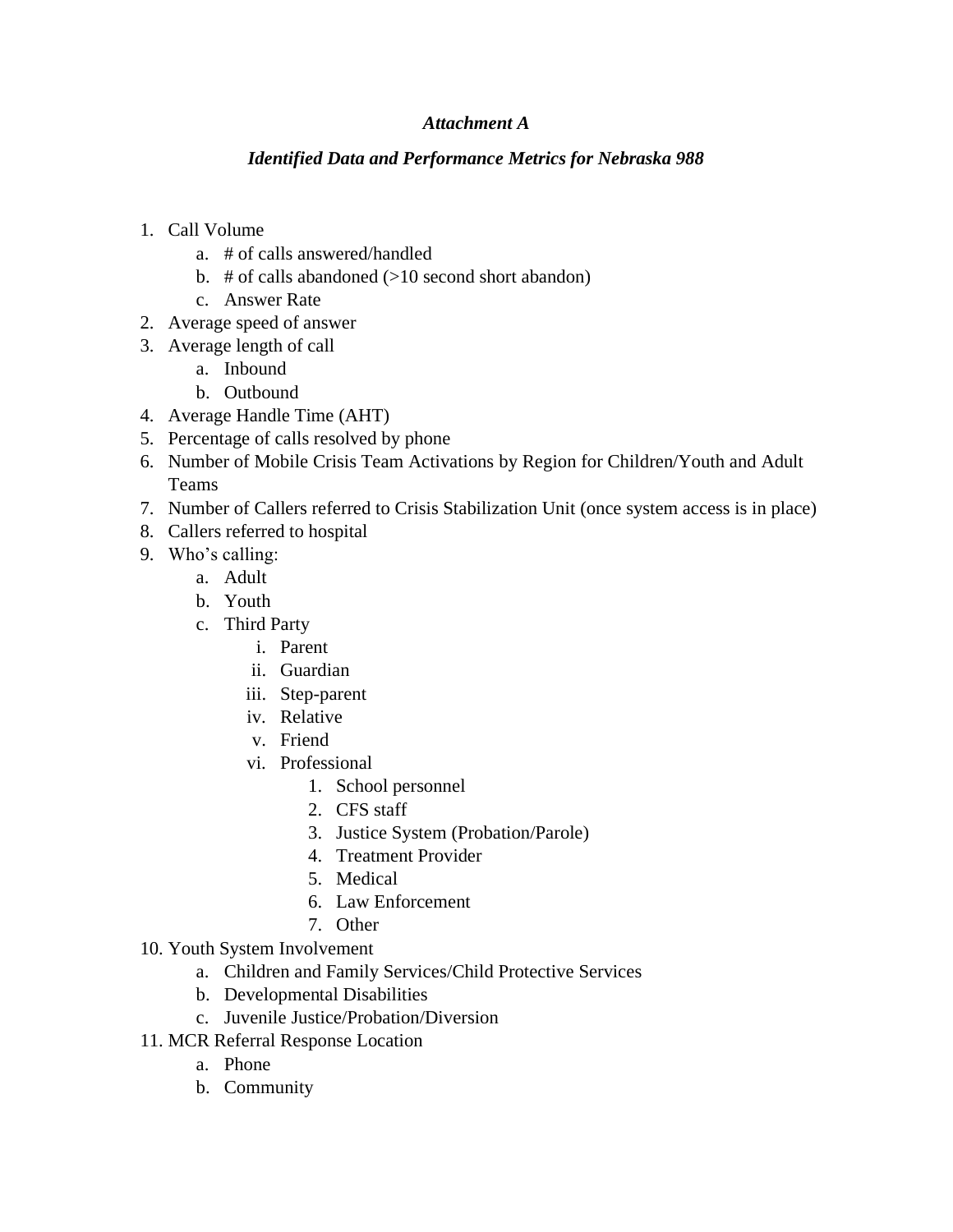### *Attachment A*

### *Identified Data and Performance Metrics for Nebraska 988*

1. Call Volume
   a. # of calls answered/handled
   b. # of calls abandoned (>10 second short abandon)
   c. Answer Rate
2. Average speed of answer
3. Average length of call
   a. Inbound
   b. Outbound
4. Average Handle Time (AHT)
5. Percentage of calls resolved by phone
6. Number of Mobile Crisis Team Activations by Region for Children/Youth and Adult Teams
7. Number of Callers referred to Crisis Stabilization Unit (once system access is in place)
8. Callers referred to hospital
9. Who's calling:
   a. Adult
   b. Youth
   c. Third Party
      i. Parent
      ii. Guardian
      iii. Step-parent
      iv. Relative
      v. Friend
      vi. Professional
         1. School personnel
         2. CFS staff
         3. Justice System (Probation/Parole)
         4. Treatment Provider
         5. Medical
         6. Law Enforcement
         7. Other
10. Youth System Involvement
    a. Children and Family Services/Child Protective Services
    b. Developmental Disabilities
    c. Juvenile Justice/Probation/Diversion
11. MCR Referral Response Location
    a. Phone
    b. Community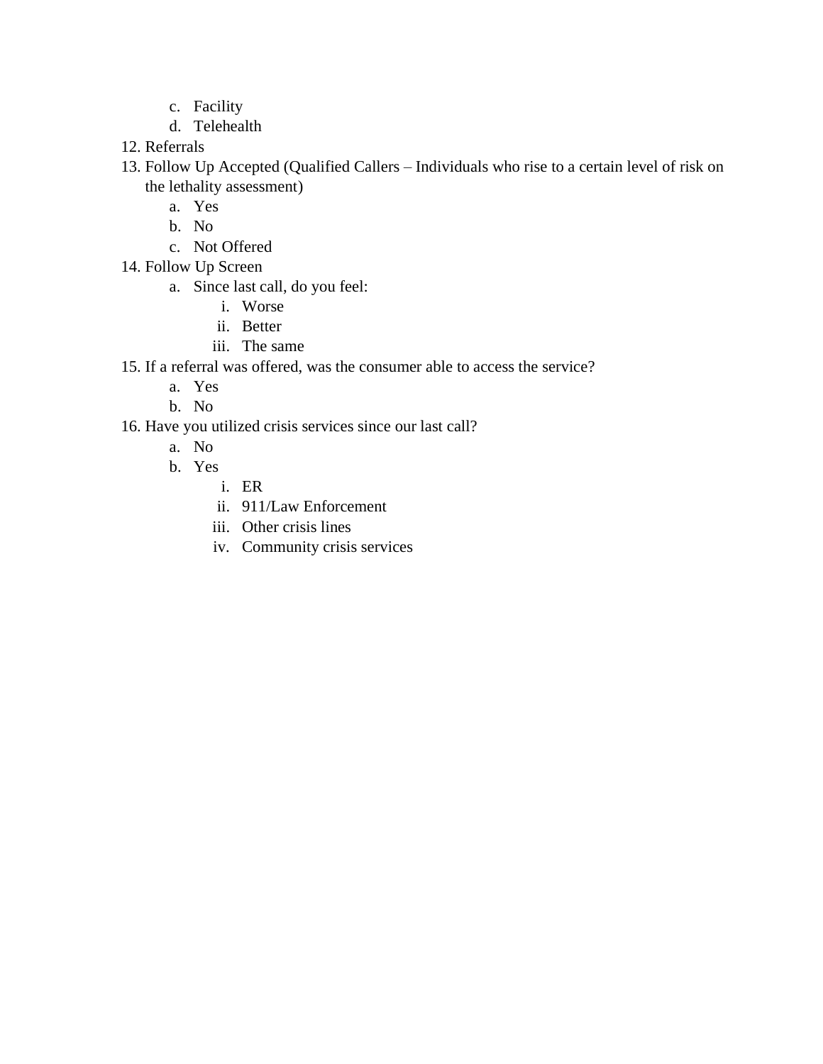c. Facility
   d. Telehealth
12. Referrals
13. Follow Up Accepted (Qualified Callers – Individuals who rise to a certain level of risk on the lethality assessment)
   a. Yes
   b. No
   c. Not Offered
14. Follow Up Screen
   a. Since last call, do you feel:
      i. Worse
      ii. Better
      iii. The same
15. If a referral was offered, was the consumer able to access the service?
   a. Yes
   b. No
16. Have you utilized crisis services since our last call?
   a. No
   b. Yes
      i. ER
      ii. 911/Law Enforcement
      iii. Other crisis lines
      iv. Community crisis services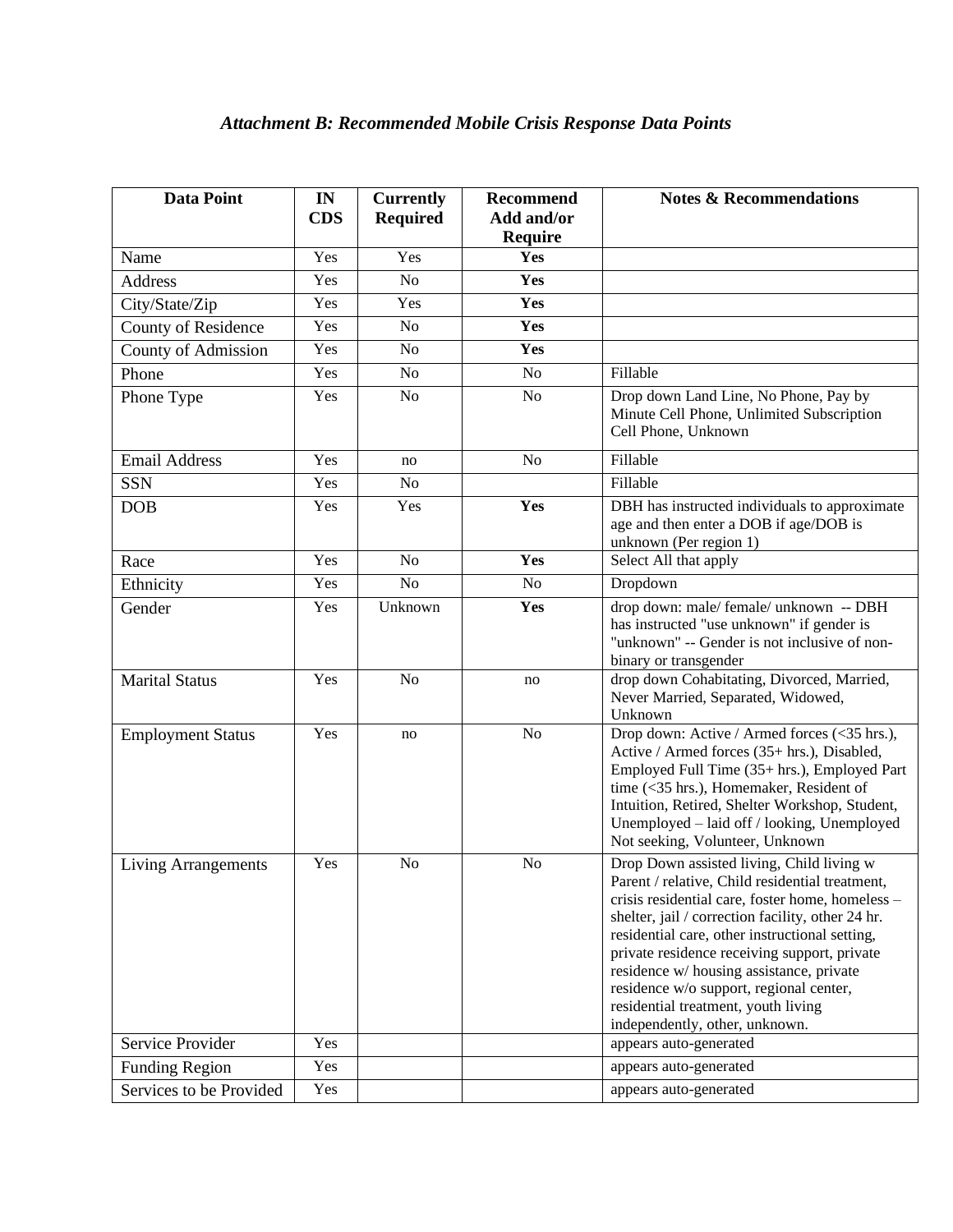### *Attachment B: Recommended Mobile Crisis Response Data Points*

| Data Point | IN CDS | Currently Required | Recommend Add and/or Require | Notes & Recommendations |
|---|---|---|---|---|
| Name | Yes | Yes | **Yes** | |
| Address | Yes | No | **Yes** | |
| City/State/Zip | Yes | Yes | **Yes** | |
| County of Residence | Yes | No | **Yes** | |
| County of Admission | Yes | No | **Yes** | |
| Phone | Yes | No | No | Fillable |
| Phone Type | Yes | No | No | Drop down Land Line, No Phone, Pay by Minute Cell Phone, Unlimited Subscription Cell Phone, Unknown |
| Email Address | Yes | no | No | Fillable |
| SSN | Yes | No | | Fillable |
| DOB | Yes | Yes | **Yes** | DBH has instructed individuals to approximate age and then enter a DOB if age/DOB is unknown (Per region 1) |
| Race | Yes | No | **Yes** | Select All that apply |
| Ethnicity | Yes | No | No | Dropdown |
| Gender | Yes | Unknown | **Yes** | drop down: male/ female/ unknown -- DBH has instructed "use unknown" if gender is "unknown" -- Gender is not inclusive of non-binary or transgender |
| Marital Status | Yes | No | no | drop down Cohabitating, Divorced, Married, Never Married, Separated, Widowed, Unknown |
| Employment Status | Yes | no | No | Drop down: Active / Armed forces (<35 hrs.), Active / Armed forces (35+ hrs.), Disabled, Employed Full Time (35+ hrs.), Employed Part time (<35 hrs.), Homemaker, Resident of Intuition, Retired, Shelter Workshop, Student, Unemployed – laid off / looking, Unemployed Not seeking, Volunteer, Unknown |
| Living Arrangements | Yes | No | No | Drop Down assisted living, Child living w Parent / relative, Child residential treatment, crisis residential care, foster home, homeless – shelter, jail / correction facility, other 24 hr. residential care, other instructional setting, private residence receiving support, private residence w/ housing assistance, private residence w/o support, regional center, residential treatment, youth living independently, other, unknown. |
| Service Provider | Yes | | | appears auto-generated |
| Funding Region | Yes | | | appears auto-generated |
| Services to be Provided | Yes | | | appears auto-generated |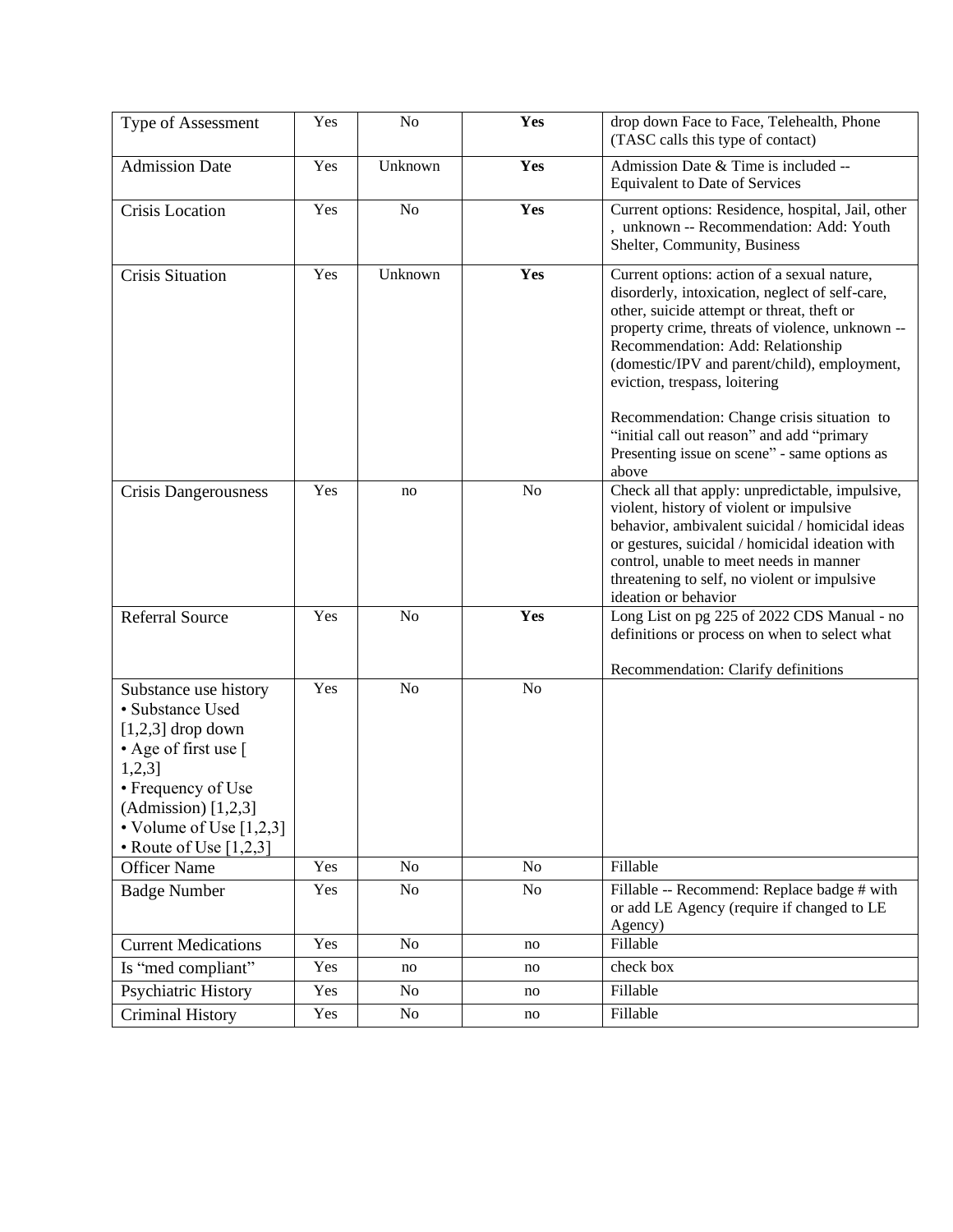| Type of Assessment | Yes | No | **Yes** | drop down Face to Face, Telehealth, Phone (TASC calls this type of contact) |
|---|---|---|---|---|
| Admission Date | Yes | Unknown | **Yes** | Admission Date & Time is included -- Equivalent to Date of Services |
| Crisis Location | Yes | No | **Yes** | Current options: Residence, hospital, Jail, other , unknown -- Recommendation: Add: Youth Shelter, Community, Business |
| Crisis Situation | Yes | Unknown | **Yes** | Current options: action of a sexual nature, disorderly, intoxication, neglect of self-care, other, suicide attempt or threat, theft or property crime, threats of violence, unknown -- Recommendation: Add: Relationship (domestic/IPV and parent/child), employment, eviction, trespass, loitering<br><br>Recommendation: Change crisis situation to "initial call out reason" and add "primary Presenting issue on scene" - same options as above |
| Crisis Dangerousness | Yes | no | No | Check all that apply: unpredictable, impulsive, violent, history of violent or impulsive behavior, ambivalent suicidal / homicidal ideas or gestures, suicidal / homicidal ideation with control, unable to meet needs in manner threatening to self, no violent or impulsive ideation or behavior |
| Referral Source | Yes | No | **Yes** | Long List on pg 225 of 2022 CDS Manual - no definitions or process on when to select what<br><br>Recommendation: Clarify definitions |
| Substance use history<br>• Substance Used [1,2,3] drop down<br>• Age of first use [ 1,2,3]<br>• Frequency of Use (Admission) [1,2,3]<br>• Volume of Use [1,2,3]<br>• Route of Use [1,2,3] | Yes | No | No | |
| Officer Name | Yes | No | No | Fillable |
| Badge Number | Yes | No | No | Fillable -- Recommend: Replace badge # with or add LE Agency (require if changed to LE Agency) |
| Current Medications | Yes | No | no | Fillable |
| Is "med compliant" | Yes | no | no | check box |
| Psychiatric History | Yes | No | no | Fillable |
| Criminal History | Yes | No | no | Fillable |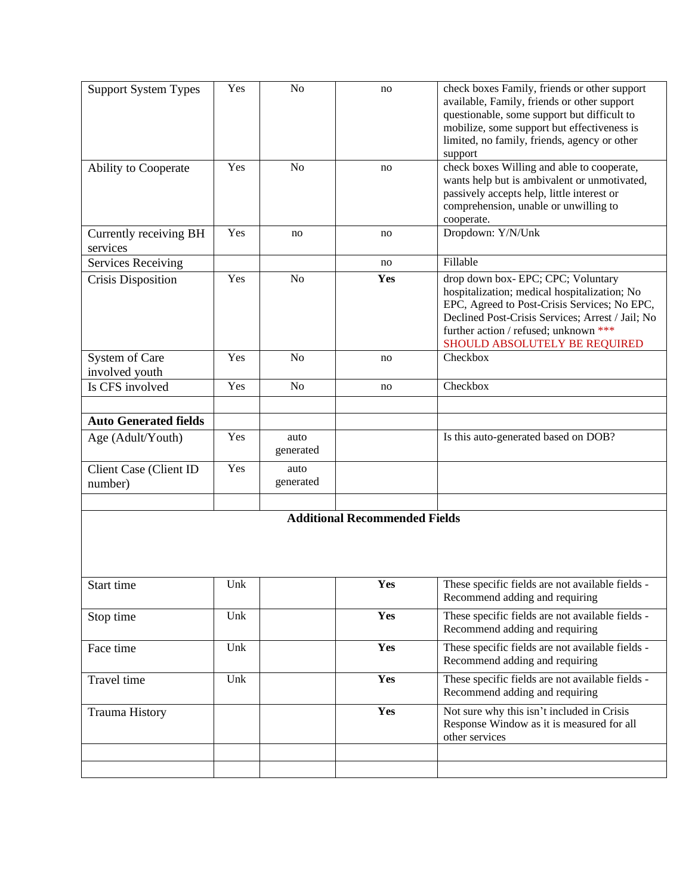| Support System Types | Yes | No | no | check boxes Family, friends or other support available, Family, friends or other support questionable, some support but difficult to mobilize, some support but effectiveness is limited, no family, friends, agency or other support |
|---|---|---|---|---|
| Ability to Cooperate | Yes | No | no | check boxes Willing and able to cooperate, wants help but is ambivalent or unmotivated, passively accepts help, little interest or comprehension, unable or unwilling to cooperate. |
| Currently receiving BH services | Yes | no | no | Dropdown: Y/N/Unk |
| Services Receiving | | | no | Fillable |
| Crisis Disposition | Yes | No | **Yes** | drop down box- EPC; CPC; Voluntary hospitalization; medical hospitalization; No EPC, Agreed to Post-Crisis Services; No EPC, Declined Post-Crisis Services; Arrest / Jail; No further action / refused; unknown *** SHOULD ABSOLUTELY BE REQUIRED |
| System of Care involved youth | Yes | No | no | Checkbox |
| Is CFS involved | Yes | No | no | Checkbox |
| | | | | |
| **Auto Generated fields** | | | | |
| Age (Adult/Youth) | Yes | auto generated | | Is this auto-generated based on DOB? |
| Client Case (Client ID number) | Yes | auto generated | | |
| | | | | |
| **Additional Recommended Fields** | | | | |
| Start time | Unk | | **Yes** | These specific fields are not available fields - Recommend adding and requiring |
| Stop time | Unk | | **Yes** | These specific fields are not available fields - Recommend adding and requiring |
| Face time | Unk | | **Yes** | These specific fields are not available fields - Recommend adding and requiring |
| Travel time | Unk | | **Yes** | These specific fields are not available fields - Recommend adding and requiring |
| Trauma History | | | **Yes** | Not sure why this isn't included in Crisis Response Window as it is measured for all other services |
| | | | | |
| | | | | |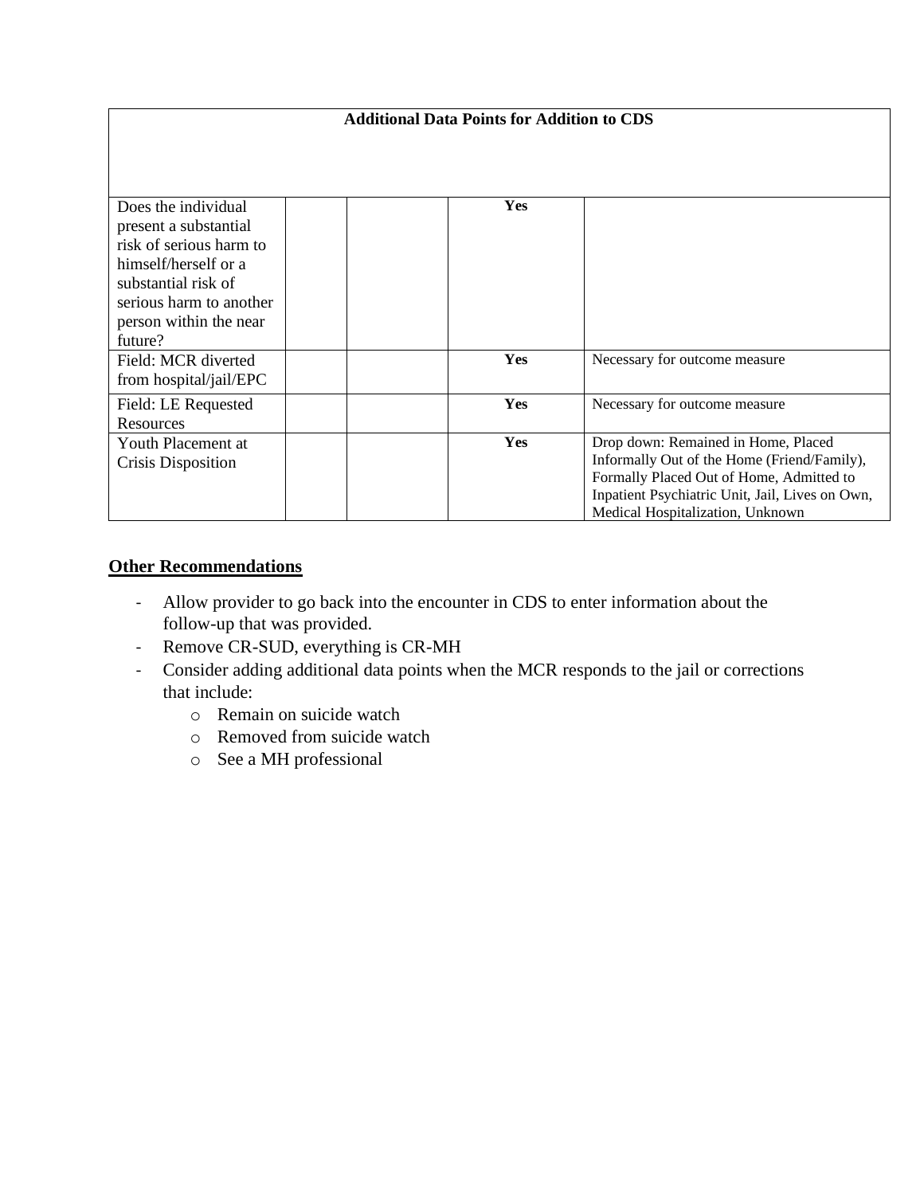| Additional Data Points for Addition to CDS | | | | |
|---|---|---|---|---|
| Does the individual present a substantial risk of serious harm to himself/herself or a substantial risk of serious harm to another person within the near future? | | | **Yes** | |
| Field: MCR diverted from hospital/jail/EPC | | | **Yes** | Necessary for outcome measure |
| Field: LE Requested Resources | | | **Yes** | Necessary for outcome measure |
| Youth Placement at Crisis Disposition | | | **Yes** | Drop down: Remained in Home, Placed Informally Out of the Home (Friend/Family), Formally Placed Out of Home, Admitted to Inpatient Psychiatric Unit, Jail, Lives on Own, Medical Hospitalization, Unknown |

**Other Recommendations**

- Allow provider to go back into the encounter in CDS to enter information about the follow-up that was provided.
- Remove CR-SUD, everything is CR-MH
- Consider adding additional data points when the MCR responds to the jail or corrections that include:
  - Remain on suicide watch
  - Removed from suicide watch
  - See a MH professional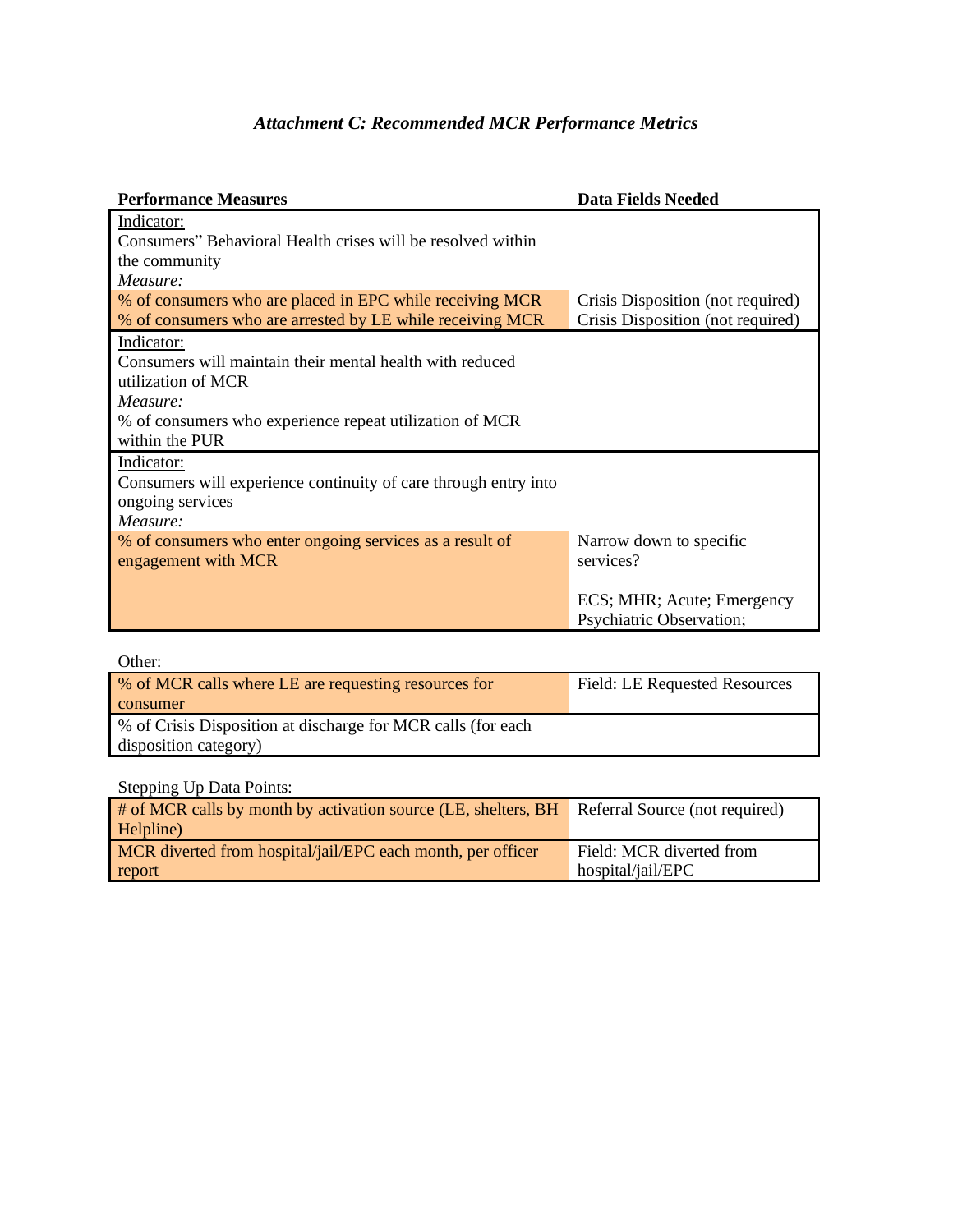# *Attachment C: Recommended MCR Performance Metrics*

| Performance Measures | Data Fields Needed |
|---|---|
| Indicator:<br>Consumers" Behavioral Health crises will be resolved within the community<br>*Measure:*<br>% of consumers who are placed in EPC while receiving MCR<br>% of consumers who are arrested by LE while receiving MCR | <br><br><br><br>Crisis Disposition (not required)<br>Crisis Disposition (not required) |
| Indicator:<br>Consumers will maintain their mental health with reduced utilization of MCR<br>*Measure:*<br>% of consumers who experience repeat utilization of MCR within the PUR | |
| Indicator:<br>Consumers will experience continuity of care through entry into ongoing services<br>*Measure:*<br>% of consumers who enter ongoing services as a result of engagement with MCR | <br><br><br><br>Narrow down to specific services?<br><br>ECS; MHR; Acute; Emergency Psychiatric Observation; |

Other:

| | |
|---|---|
| % of MCR calls where LE are requesting resources for consumer | Field: LE Requested Resources |
| % of Crisis Disposition at discharge for MCR calls (for each disposition category) | |

Stepping Up Data Points:

| | |
|---|---|
| # of MCR calls by month by activation source (LE, shelters, BH Helpline) | Referral Source (not required) |
| MCR diverted from hospital/jail/EPC each month, per officer report | Field: MCR diverted from hospital/jail/EPC |